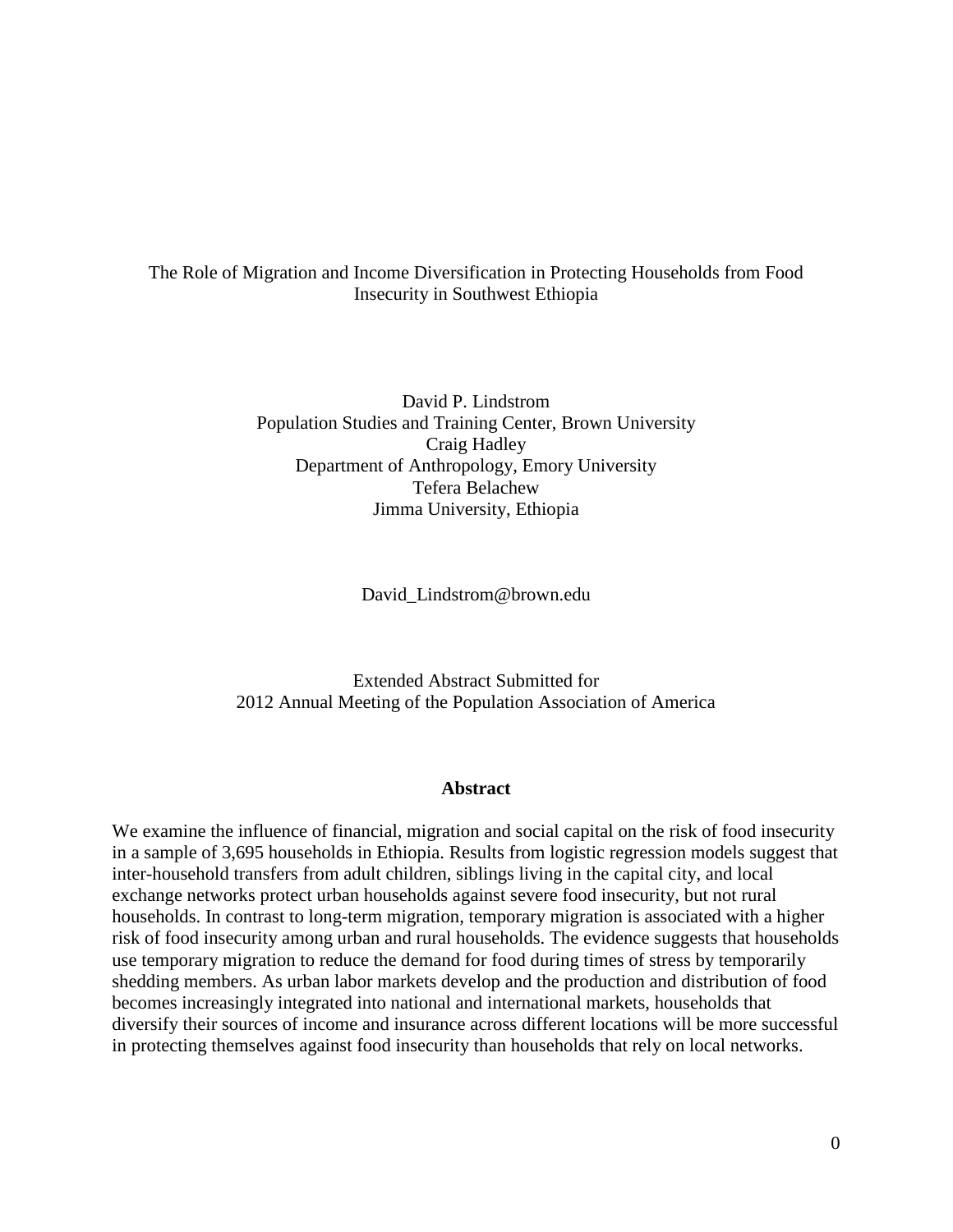# The Role of Migration and Income Diversification in Protecting Households from Food Insecurity in Southwest Ethiopia

David P. Lindstrom
Population Studies and Training Center, Brown University
Craig Hadley
Department of Anthropology, Emory University
Tefera Belachew
Jimma University, Ethiopia

David_Lindstrom@brown.edu

Extended Abstract Submitted for
2012 Annual Meeting of the Population Association of America

## Abstract

We examine the influence of financial, migration and social capital on the risk of food insecurity in a sample of 3,695 households in Ethiopia. Results from logistic regression models suggest that inter-household transfers from adult children, siblings living in the capital city, and local exchange networks protect urban households against severe food insecurity, but not rural households. In contrast to long-term migration, temporary migration is associated with a higher risk of food insecurity among urban and rural households. The evidence suggests that households use temporary migration to reduce the demand for food during times of stress by temporarily shedding members. As urban labor markets develop and the production and distribution of food becomes increasingly integrated into national and international markets, households that diversify their sources of income and insurance across different locations will be more successful in protecting themselves against food insecurity than households that rely on local networks.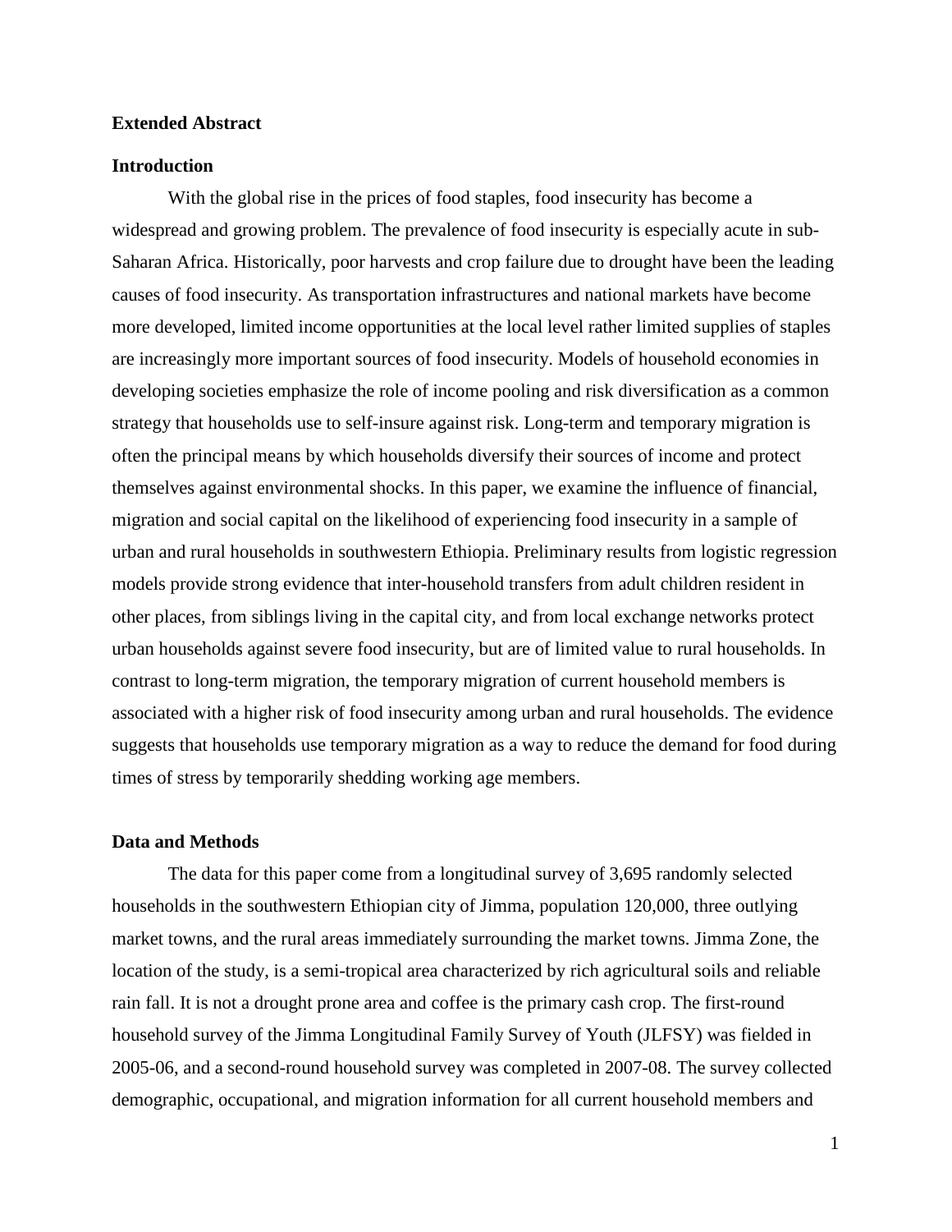**Extended Abstract**

**Introduction**

With the global rise in the prices of food staples, food insecurity has become a widespread and growing problem. The prevalence of food insecurity is especially acute in sub-Saharan Africa. Historically, poor harvests and crop failure due to drought have been the leading causes of food insecurity. As transportation infrastructures and national markets have become more developed, limited income opportunities at the local level rather limited supplies of staples are increasingly more important sources of food insecurity. Models of household economies in developing societies emphasize the role of income pooling and risk diversification as a common strategy that households use to self-insure against risk. Long-term and temporary migration is often the principal means by which households diversify their sources of income and protect themselves against environmental shocks. In this paper, we examine the influence of financial, migration and social capital on the likelihood of experiencing food insecurity in a sample of urban and rural households in southwestern Ethiopia. Preliminary results from logistic regression models provide strong evidence that inter-household transfers from adult children resident in other places, from siblings living in the capital city, and from local exchange networks protect urban households against severe food insecurity, but are of limited value to rural households. In contrast to long-term migration, the temporary migration of current household members is associated with a higher risk of food insecurity among urban and rural households. The evidence suggests that households use temporary migration as a way to reduce the demand for food during times of stress by temporarily shedding working age members.

**Data and Methods**

The data for this paper come from a longitudinal survey of 3,695 randomly selected households in the southwestern Ethiopian city of Jimma, population 120,000, three outlying market towns, and the rural areas immediately surrounding the market towns. Jimma Zone, the location of the study, is a semi-tropical area characterized by rich agricultural soils and reliable rain fall. It is not a drought prone area and coffee is the primary cash crop. The first-round household survey of the Jimma Longitudinal Family Survey of Youth (JLFSY) was fielded in 2005-06, and a second-round household survey was completed in 2007-08. The survey collected demographic, occupational, and migration information for all current household members and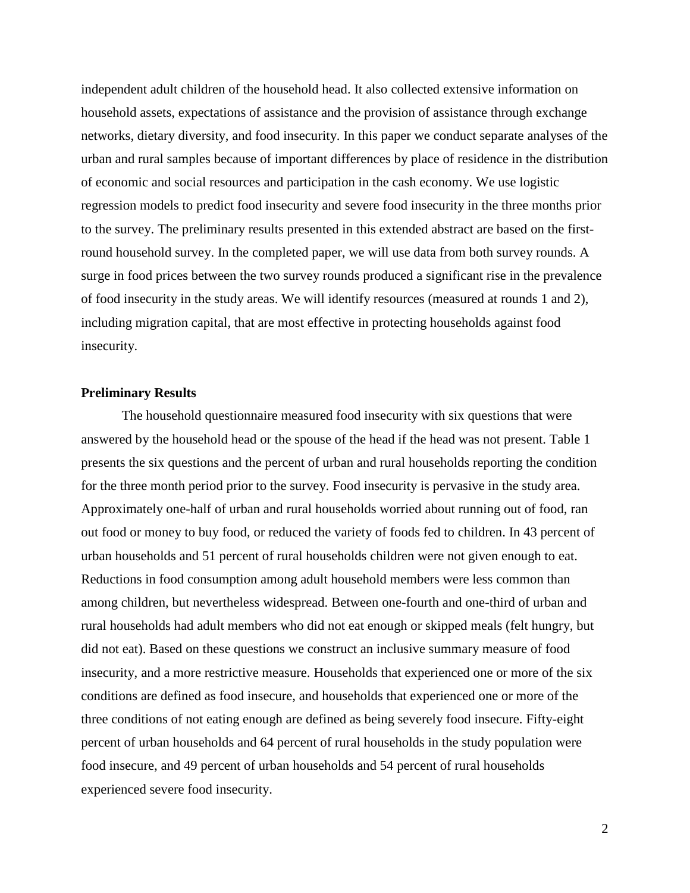independent adult children of the household head. It also collected extensive information on household assets, expectations of assistance and the provision of assistance through exchange networks, dietary diversity, and food insecurity. In this paper we conduct separate analyses of the urban and rural samples because of important differences by place of residence in the distribution of economic and social resources and participation in the cash economy. We use logistic regression models to predict food insecurity and severe food insecurity in the three months prior to the survey. The preliminary results presented in this extended abstract are based on the first-round household survey. In the completed paper, we will use data from both survey rounds. A surge in food prices between the two survey rounds produced a significant rise in the prevalence of food insecurity in the study areas. We will identify resources (measured at rounds 1 and 2), including migration capital, that are most effective in protecting households against food insecurity.

**Preliminary Results**

The household questionnaire measured food insecurity with six questions that were answered by the household head or the spouse of the head if the head was not present. Table 1 presents the six questions and the percent of urban and rural households reporting the condition for the three month period prior to the survey. Food insecurity is pervasive in the study area. Approximately one-half of urban and rural households worried about running out of food, ran out food or money to buy food, or reduced the variety of foods fed to children. In 43 percent of urban households and 51 percent of rural households children were not given enough to eat. Reductions in food consumption among adult household members were less common than among children, but nevertheless widespread. Between one-fourth and one-third of urban and rural households had adult members who did not eat enough or skipped meals (felt hungry, but did not eat). Based on these questions we construct an inclusive summary measure of food insecurity, and a more restrictive measure. Households that experienced one or more of the six conditions are defined as food insecure, and households that experienced one or more of the three conditions of not eating enough are defined as being severely food insecure. Fifty-eight percent of urban households and 64 percent of rural households in the study population were food insecure, and 49 percent of urban households and 54 percent of rural households experienced severe food insecurity.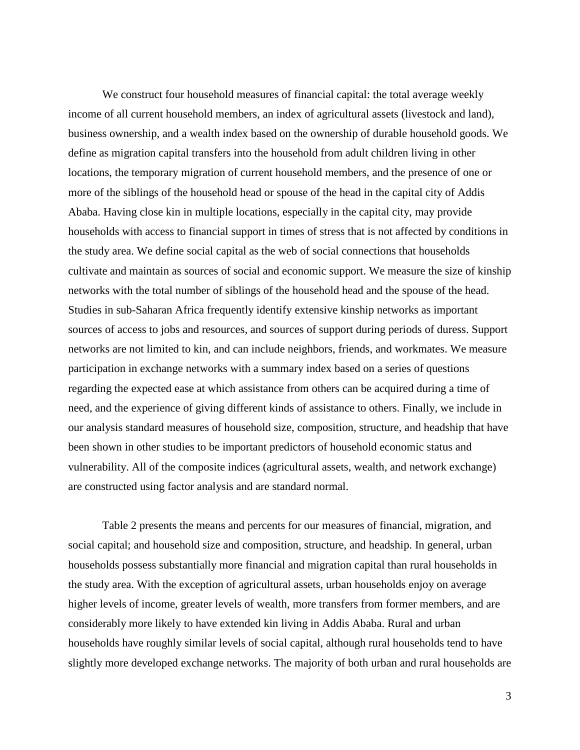We construct four household measures of financial capital: the total average weekly income of all current household members, an index of agricultural assets (livestock and land), business ownership, and a wealth index based on the ownership of durable household goods. We define as migration capital transfers into the household from adult children living in other locations, the temporary migration of current household members, and the presence of one or more of the siblings of the household head or spouse of the head in the capital city of Addis Ababa. Having close kin in multiple locations, especially in the capital city, may provide households with access to financial support in times of stress that is not affected by conditions in the study area. We define social capital as the web of social connections that households cultivate and maintain as sources of social and economic support. We measure the size of kinship networks with the total number of siblings of the household head and the spouse of the head. Studies in sub-Saharan Africa frequently identify extensive kinship networks as important sources of access to jobs and resources, and sources of support during periods of duress. Support networks are not limited to kin, and can include neighbors, friends, and workmates. We measure participation in exchange networks with a summary index based on a series of questions regarding the expected ease at which assistance from others can be acquired during a time of need, and the experience of giving different kinds of assistance to others. Finally, we include in our analysis standard measures of household size, composition, structure, and headship that have been shown in other studies to be important predictors of household economic status and vulnerability. All of the composite indices (agricultural assets, wealth, and network exchange) are constructed using factor analysis and are standard normal.

Table 2 presents the means and percents for our measures of financial, migration, and social capital; and household size and composition, structure, and headship. In general, urban households possess substantially more financial and migration capital than rural households in the study area. With the exception of agricultural assets, urban households enjoy on average higher levels of income, greater levels of wealth, more transfers from former members, and are considerably more likely to have extended kin living in Addis Ababa. Rural and urban households have roughly similar levels of social capital, although rural households tend to have slightly more developed exchange networks. The majority of both urban and rural households are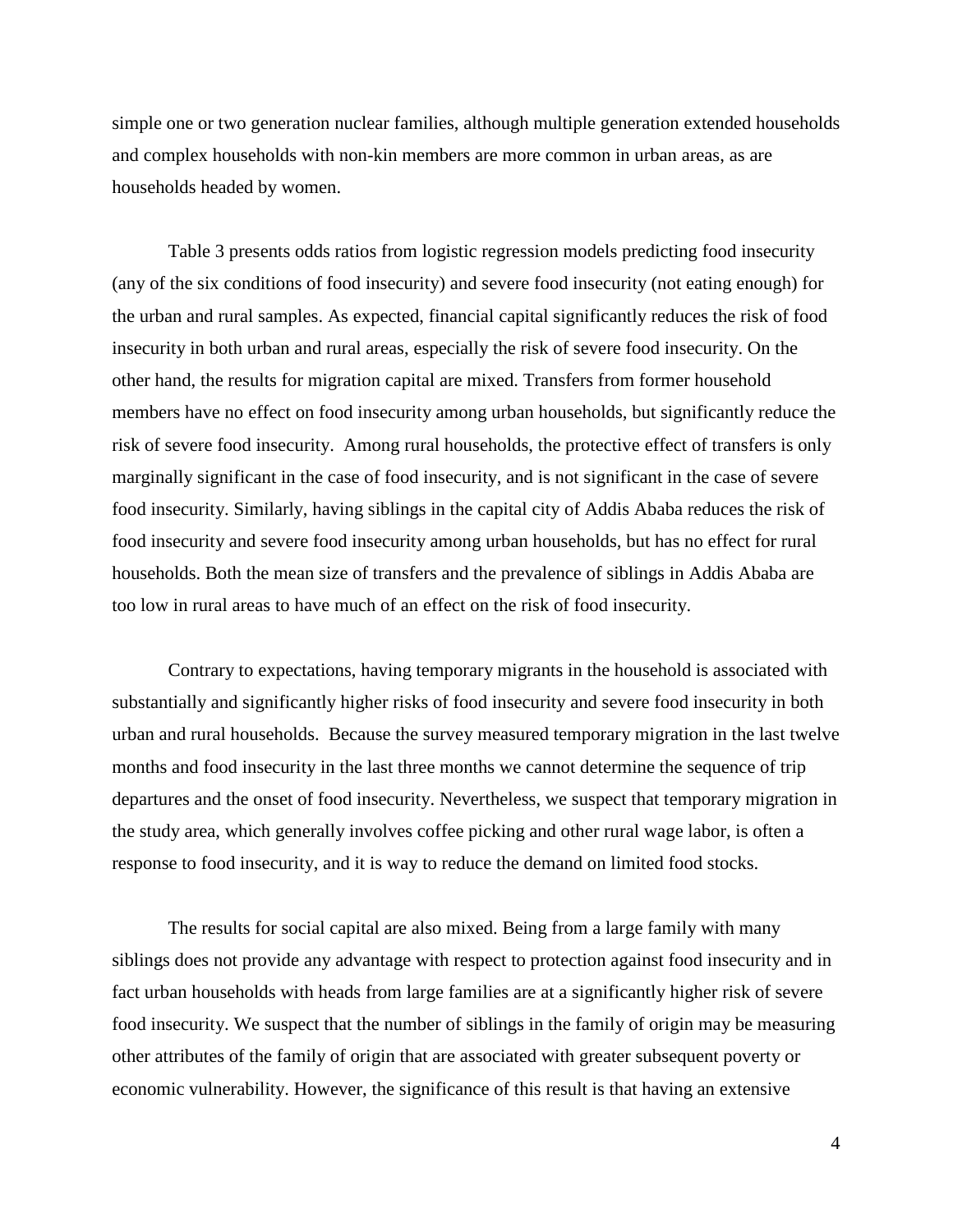simple one or two generation nuclear families, although multiple generation extended households and complex households with non-kin members are more common in urban areas, as are households headed by women.

Table 3 presents odds ratios from logistic regression models predicting food insecurity (any of the six conditions of food insecurity) and severe food insecurity (not eating enough) for the urban and rural samples. As expected, financial capital significantly reduces the risk of food insecurity in both urban and rural areas, especially the risk of severe food insecurity. On the other hand, the results for migration capital are mixed. Transfers from former household members have no effect on food insecurity among urban households, but significantly reduce the risk of severe food insecurity.  Among rural households, the protective effect of transfers is only marginally significant in the case of food insecurity, and is not significant in the case of severe food insecurity. Similarly, having siblings in the capital city of Addis Ababa reduces the risk of food insecurity and severe food insecurity among urban households, but has no effect for rural households. Both the mean size of transfers and the prevalence of siblings in Addis Ababa are too low in rural areas to have much of an effect on the risk of food insecurity.

Contrary to expectations, having temporary migrants in the household is associated with substantially and significantly higher risks of food insecurity and severe food insecurity in both urban and rural households.  Because the survey measured temporary migration in the last twelve months and food insecurity in the last three months we cannot determine the sequence of trip departures and the onset of food insecurity. Nevertheless, we suspect that temporary migration in the study area, which generally involves coffee picking and other rural wage labor, is often a response to food insecurity, and it is way to reduce the demand on limited food stocks.

The results for social capital are also mixed. Being from a large family with many siblings does not provide any advantage with respect to protection against food insecurity and in fact urban households with heads from large families are at a significantly higher risk of severe food insecurity. We suspect that the number of siblings in the family of origin may be measuring other attributes of the family of origin that are associated with greater subsequent poverty or economic vulnerability. However, the significance of this result is that having an extensive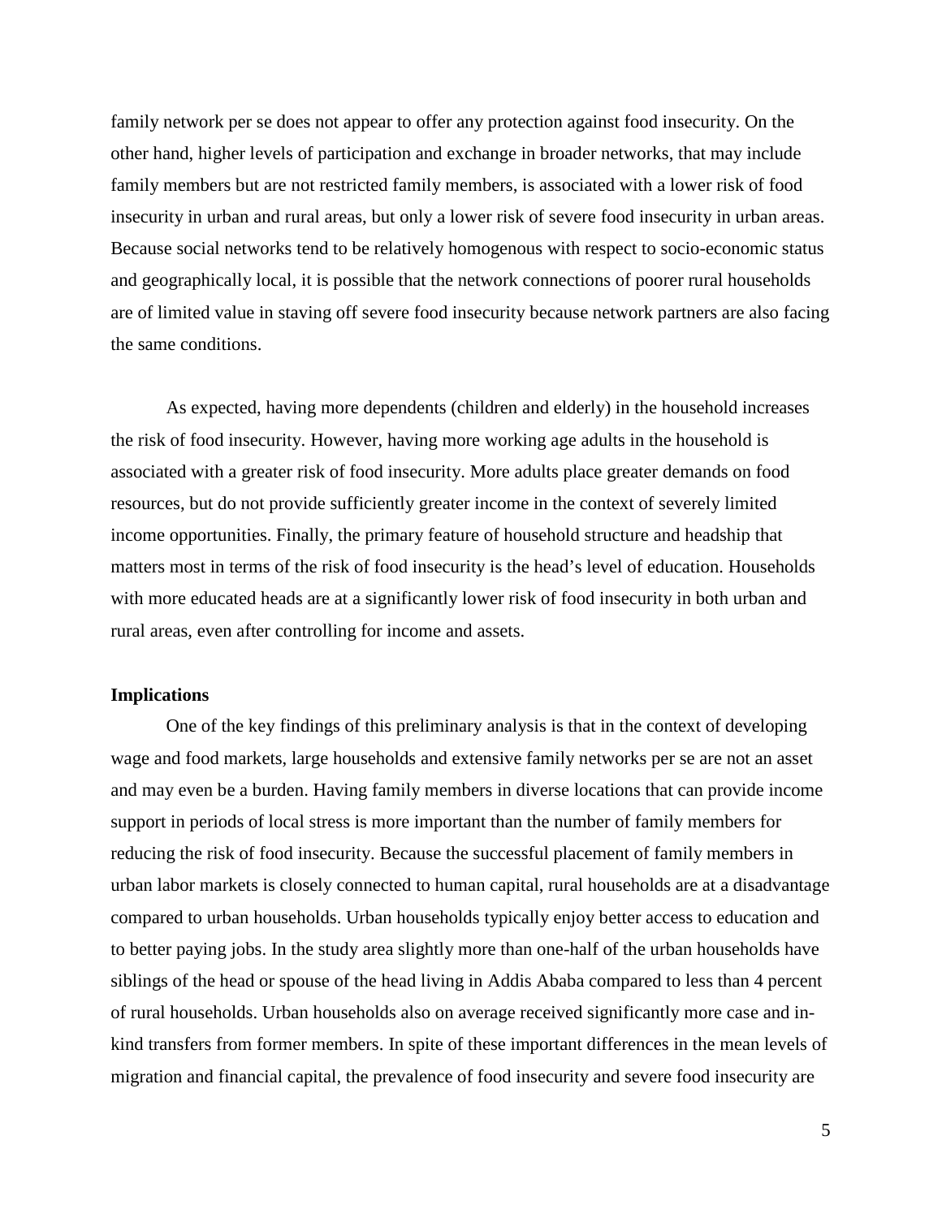family network per se does not appear to offer any protection against food insecurity. On the other hand, higher levels of participation and exchange in broader networks, that may include family members but are not restricted family members, is associated with a lower risk of food insecurity in urban and rural areas, but only a lower risk of severe food insecurity in urban areas. Because social networks tend to be relatively homogenous with respect to socio-economic status and geographically local, it is possible that the network connections of poorer rural households are of limited value in staving off severe food insecurity because network partners are also facing the same conditions.

As expected, having more dependents (children and elderly) in the household increases the risk of food insecurity. However, having more working age adults in the household is associated with a greater risk of food insecurity. More adults place greater demands on food resources, but do not provide sufficiently greater income in the context of severely limited income opportunities. Finally, the primary feature of household structure and headship that matters most in terms of the risk of food insecurity is the head's level of education. Households with more educated heads are at a significantly lower risk of food insecurity in both urban and rural areas, even after controlling for income and assets.

**Implications**

One of the key findings of this preliminary analysis is that in the context of developing wage and food markets, large households and extensive family networks per se are not an asset and may even be a burden. Having family members in diverse locations that can provide income support in periods of local stress is more important than the number of family members for reducing the risk of food insecurity. Because the successful placement of family members in urban labor markets is closely connected to human capital, rural households are at a disadvantage compared to urban households. Urban households typically enjoy better access to education and to better paying jobs. In the study area slightly more than one-half of the urban households have siblings of the head or spouse of the head living in Addis Ababa compared to less than 4 percent of rural households. Urban households also on average received significantly more case and in-kind transfers from former members. In spite of these important differences in the mean levels of migration and financial capital, the prevalence of food insecurity and severe food insecurity are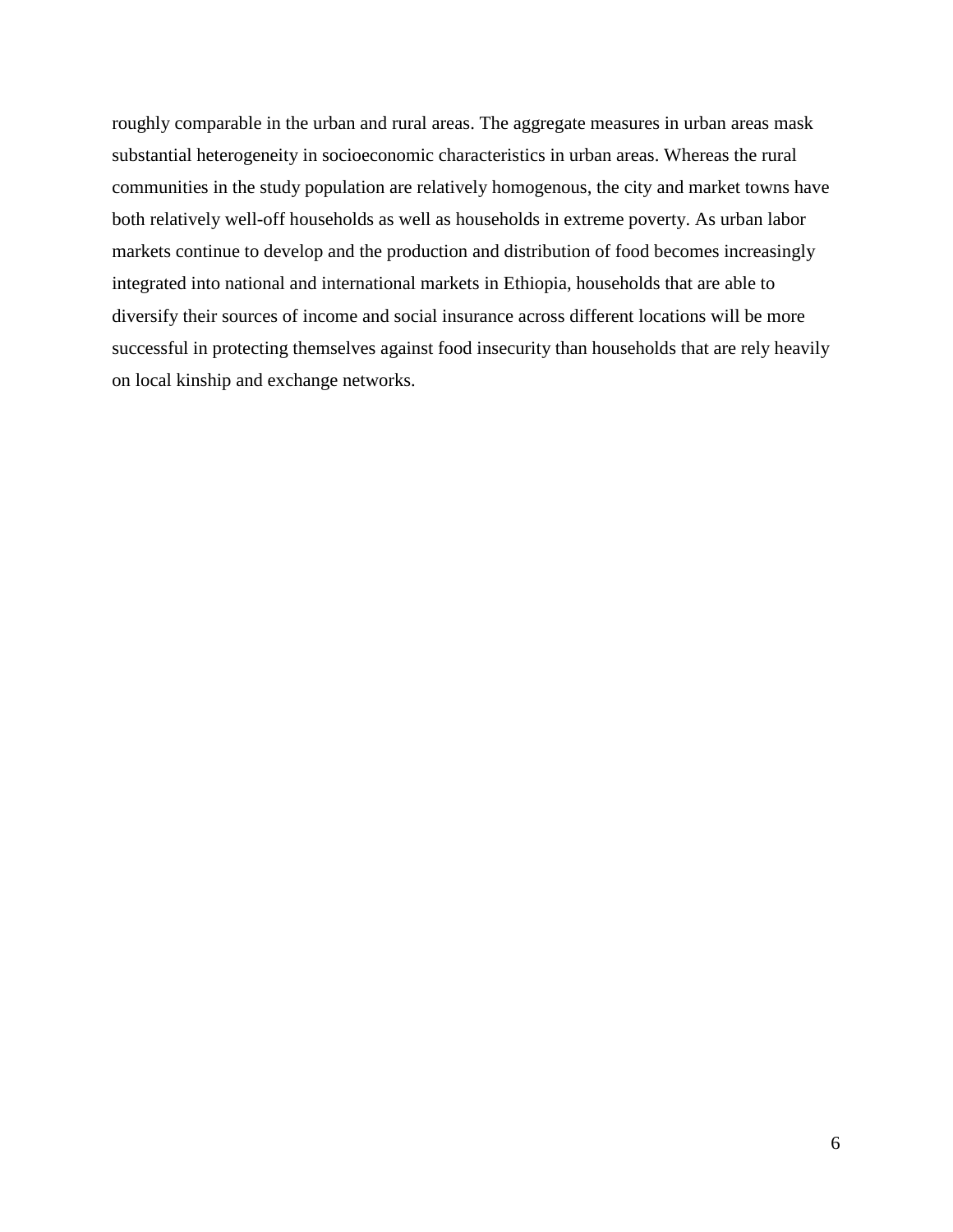roughly comparable in the urban and rural areas. The aggregate measures in urban areas mask substantial heterogeneity in socioeconomic characteristics in urban areas. Whereas the rural communities in the study population are relatively homogenous, the city and market towns have both relatively well-off households as well as households in extreme poverty. As urban labor markets continue to develop and the production and distribution of food becomes increasingly integrated into national and international markets in Ethiopia, households that are able to diversify their sources of income and social insurance across different locations will be more successful in protecting themselves against food insecurity than households that are rely heavily on local kinship and exchange networks.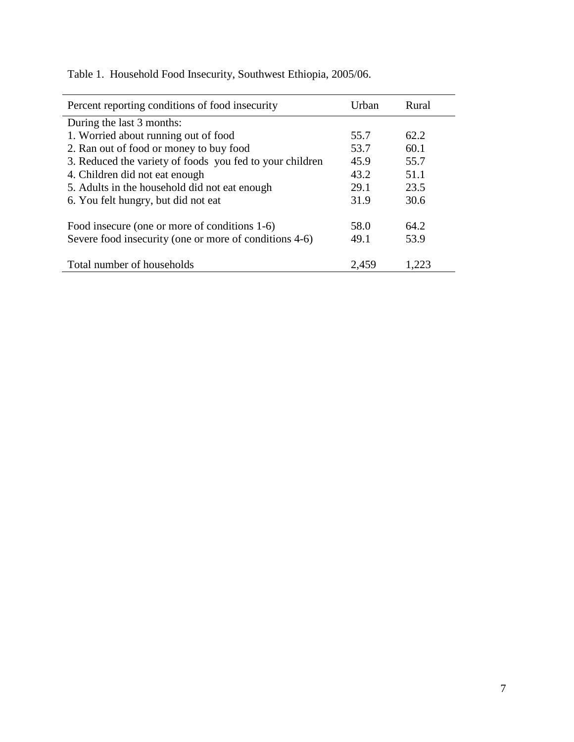Table 1. Household Food Insecurity, Southwest Ethiopia, 2005/06.

| Percent reporting conditions of food insecurity | Urban | Rural |
|---|---|---|
| During the last 3 months: | | |
| 1. Worried about running out of food | 55.7 | 62.2 |
| 2. Ran out of food or money to buy food | 53.7 | 60.1 |
| 3. Reduced the variety of foods you fed to your children | 45.9 | 55.7 |
| 4. Children did not eat enough | 43.2 | 51.1 |
| 5. Adults in the household did not eat enough | 29.1 | 23.5 |
| 6. You felt hungry, but did not eat | 31.9 | 30.6 |
| | | |
| Food insecure (one or more of conditions 1-6) | 58.0 | 64.2 |
| Severe food insecurity (one or more of conditions 4-6) | 49.1 | 53.9 |
| | | |
| Total number of households | 2,459 | 1,223 |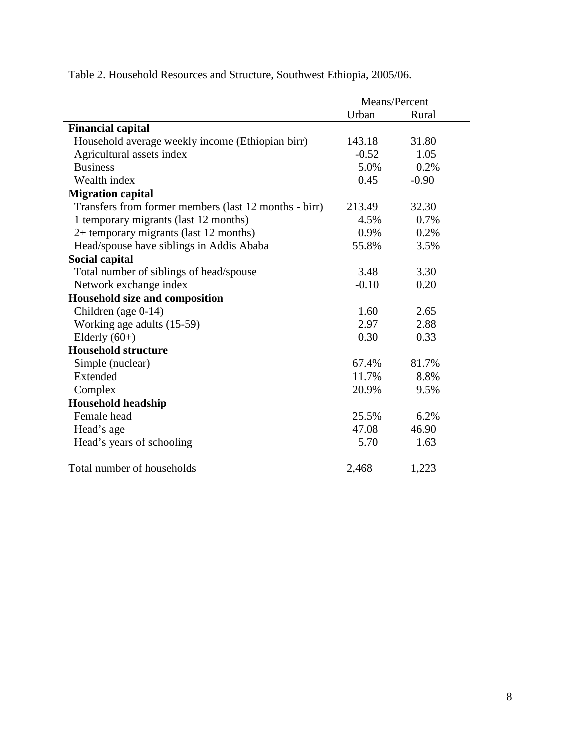Table 2. Household Resources and Structure, Southwest Ethiopia, 2005/06.

| | Means/Percent | |
|---|---|---|
| | Urban | Rural |
| **Financial capital** | | |
| Household average weekly income (Ethiopian birr) | 143.18 | 31.80 |
| Agricultural assets index | -0.52 | 1.05 |
| Business | 5.0% | 0.2% |
| Wealth index | 0.45 | -0.90 |
| **Migration capital** | | |
| Transfers from former members (last 12 months - birr) | 213.49 | 32.30 |
| 1 temporary migrants (last 12 months) | 4.5% | 0.7% |
| 2+ temporary migrants (last 12 months) | 0.9% | 0.2% |
| Head/spouse have siblings in Addis Ababa | 55.8% | 3.5% |
| **Social capital** | | |
| Total number of siblings of head/spouse | 3.48 | 3.30 |
| Network exchange index | -0.10 | 0.20 |
| **Household size and composition** | | |
| Children (age 0-14) | 1.60 | 2.65 |
| Working age adults (15-59) | 2.97 | 2.88 |
| Elderly (60+) | 0.30 | 0.33 |
| **Household structure** | | |
| Simple (nuclear) | 67.4% | 81.7% |
| Extended | 11.7% | 8.8% |
| Complex | 20.9% | 9.5% |
| **Household headship** | | |
| Female head | 25.5% | 6.2% |
| Head's age | 47.08 | 46.90 |
| Head's years of schooling | 5.70 | 1.63 |
| | | |
| Total number of households | 2,468 | 1,223 |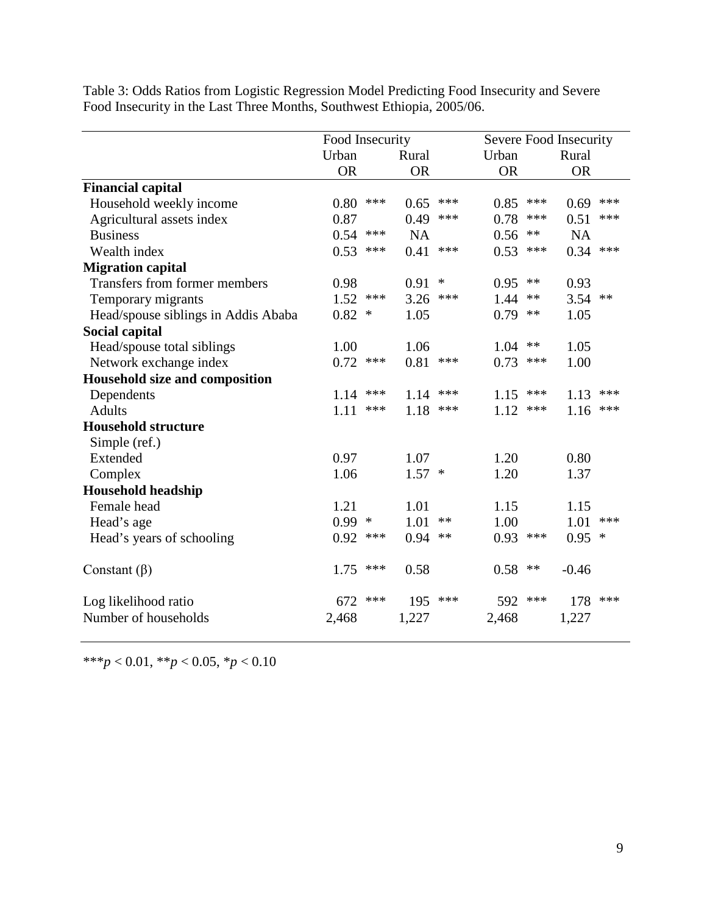Table 3: Odds Ratios from Logistic Regression Model Predicting Food Insecurity and Severe Food Insecurity in the Last Three Months, Southwest Ethiopia, 2005/06.

| | Food Insecurity | | | | Severe Food Insecurity | | | |
|---|---|---|---|---|---|---|---|---|
| | Urban | | Rural | | Urban | | Rural | |
| | OR | | OR | | OR | | OR | |
| **Financial capital** | | | | | | | | |
| Household weekly income | 0.80 | *** | 0.65 | *** | 0.85 | *** | 0.69 | *** |
| Agricultural assets index | 0.87 | | 0.49 | *** | 0.78 | *** | 0.51 | *** |
| Business | 0.54 | *** | NA | | 0.56 | ** | NA | |
| Wealth index | 0.53 | *** | 0.41 | *** | 0.53 | *** | 0.34 | *** |
| **Migration capital** | | | | | | | | |
| Transfers from former members | 0.98 | | 0.91 | * | 0.95 | ** | 0.93 | |
| Temporary migrants | 1.52 | *** | 3.26 | *** | 1.44 | ** | 3.54 | ** |
| Head/spouse siblings in Addis Ababa | 0.82 | * | 1.05 | | 0.79 | ** | 1.05 | |
| **Social capital** | | | | | | | | |
| Head/spouse total siblings | 1.00 | | 1.06 | | 1.04 | ** | 1.05 | |
| Network exchange index | 0.72 | *** | 0.81 | *** | 0.73 | *** | 1.00 | |
| **Household size and composition** | | | | | | | | |
| Dependents | 1.14 | *** | 1.14 | *** | 1.15 | *** | 1.13 | *** |
| Adults | 1.11 | *** | 1.18 | *** | 1.12 | *** | 1.16 | *** |
| **Household structure** | | | | | | | | |
| Simple (ref.) | | | | | | | | |
| Extended | 0.97 | | 1.07 | | 1.20 | | 0.80 | |
| Complex | 1.06 | | 1.57 | * | 1.20 | | 1.37 | |
| **Household headship** | | | | | | | | |
| Female head | 1.21 | | 1.01 | | 1.15 | | 1.15 | |
| Head's age | 0.99 | * | 1.01 | ** | 1.00 | | 1.01 | *** |
| Head's years of schooling | 0.92 | *** | 0.94 | ** | 0.93 | *** | 0.95 | * |
| Constant (β) | 1.75 | *** | 0.58 | | 0.58 | ** | -0.46 | |
| Log likelihood ratio | 672 | *** | 195 | *** | 592 | *** | 178 | *** |
| Number of households | 2,468 | | 1,227 | | 2,468 | | 1,227 | |

***$p < 0.01$, **$p < 0.05$, *$p < 0.10$